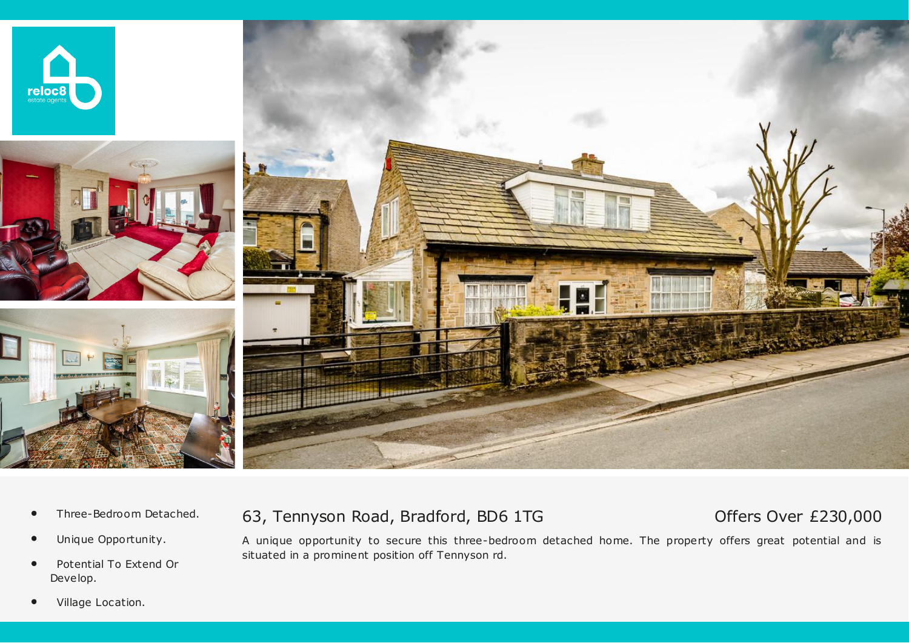- Three-Bedroom Detached.
- Unique Opportunity.
- Potential To Extend Or Develop.
- Village Location.

## 63, Tennyson Road, Bradford, BD6 1TG

### Offers Over £230,000

A unique opportunity to secure this three-bedroom detached home. The property offers great potential and is situated in a prominent position off Tennyson rd.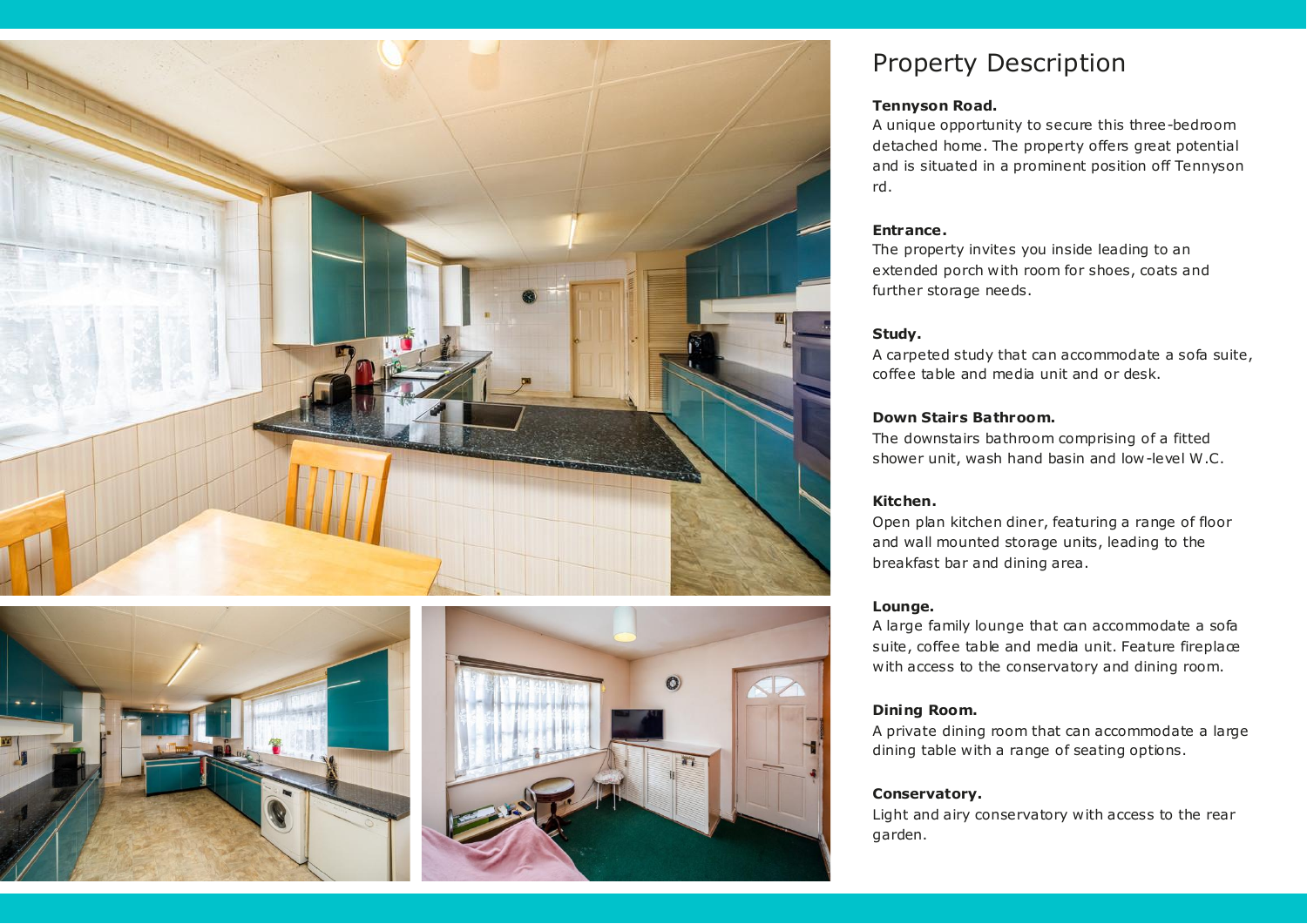# Property Description

**Tennyson Road.**

A unique opportunity to secure this three-bedroom detached home. The property offers great potential and is situated in a prominent position off Tennyson rd.

**Entrance.**

The property invites you inside leading to an extended porch with room for shoes, coats and further storage needs.

**Study.**

A carpeted study that can accommodate a sofa suite, coffee table and media unit and or desk.

**Down Stairs Bathroom.**

The downstairs bathroom comprising of a fitted shower unit, wash hand basin and low-level W.C.

**Kitchen.**

Open plan kitchen diner, featuring a range of floor and wall mounted storage units, leading to the breakfast bar and dining area.

**Lounge.**

A large family lounge that can accommodate a sofa suite, coffee table and media unit. Feature fireplace with access to the conservatory and dining room.

**Dining Room.**

A private dining room that can accommodate a large dining table with a range of seating options.

**Conservatory.**

Light and airy conservatory with access to the rear garden.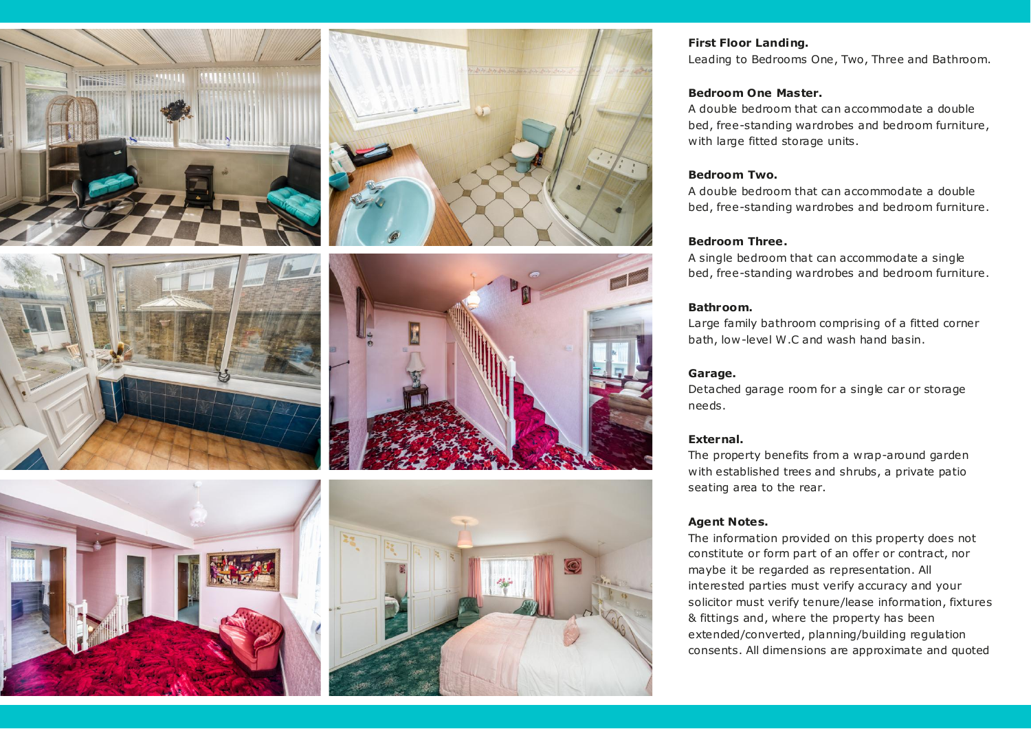**First Floor Landing.**
Leading to Bedrooms One, Two, Three and Bathroom.

**Bedroom One Master.**
A double bedroom that can accommodate a double bed, free-standing wardrobes and bedroom furniture, with large fitted storage units.

**Bedroom Two.**
A double bedroom that can accommodate a double bed, free-standing wardrobes and bedroom furniture.

**Bedroom Three.**
A single bedroom that can accommodate a single bed, free-standing wardrobes and bedroom furniture.

**Bathroom.**
Large family bathroom comprising of a fitted corner bath, low-level W.C and wash hand basin.

**Garage.**
Detached garage room for a single car or storage needs.

**External.**
The property benefits from a wrap-around garden with established trees and shrubs, a private patio seating area to the rear.

**Agent Notes.**
The information provided on this property does not constitute or form part of an offer or contract, nor maybe it be regarded as representation. All interested parties must verify accuracy and your solicitor must verify tenure/lease information, fixtures & fittings and, where the property has been extended/converted, planning/building regulation consents. All dimensions are approximate and quoted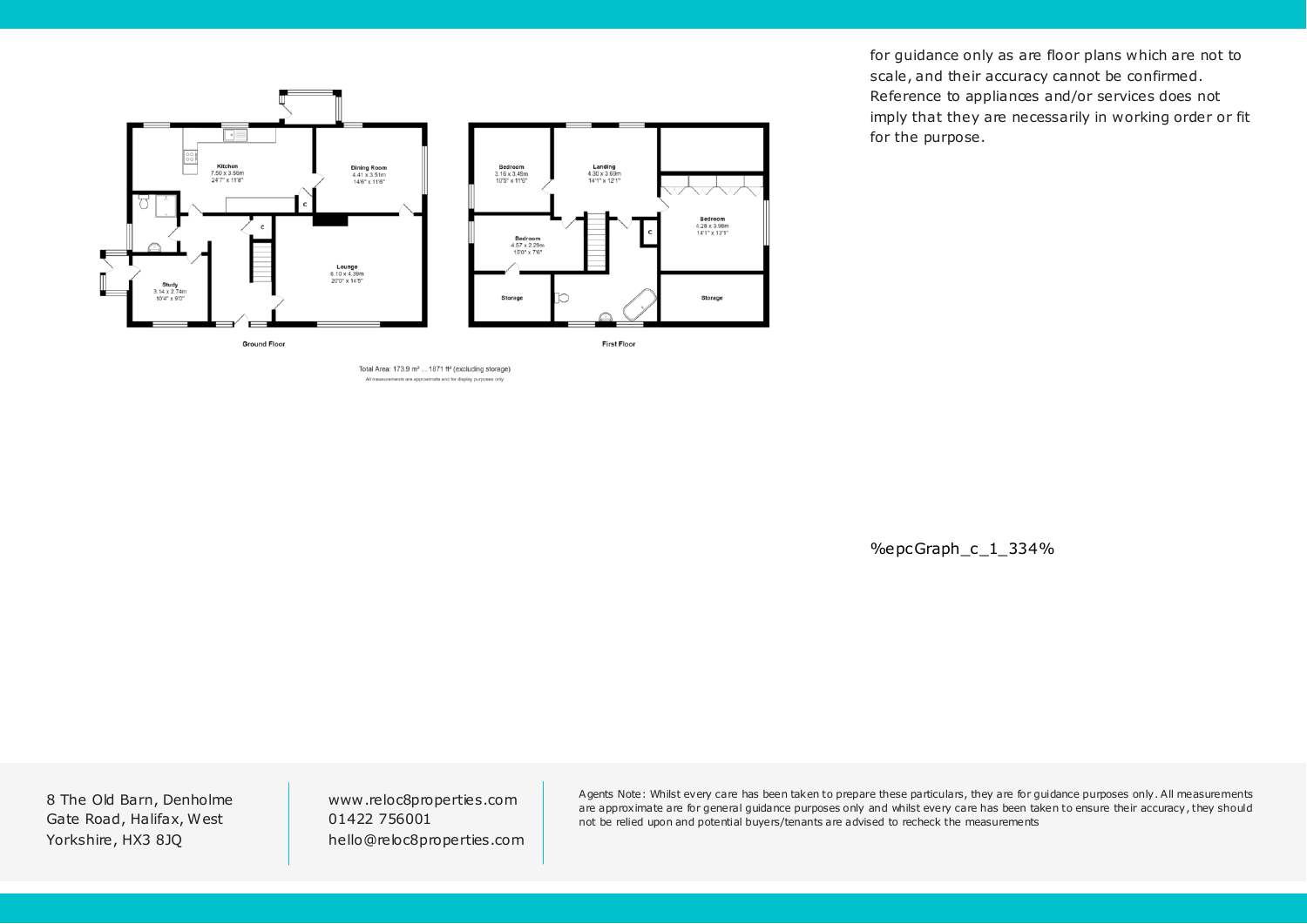for guidance only as are floor plans which are not to scale, and their accuracy cannot be confirmed. Reference to appliances and/or services does not imply that they are necessarily in working order or fit for the purpose.

Kitchen
7.50 x 3.56m
24'7" x 11'8"

Dining Room
4.41 x 3.51m
14'6" x 11'6"

Lounge
6.10 x 4.39m
20'0" x 14'5"

Study
3.14 x 2.74m
10'4" x 9'0"

Ground Floor

Bedroom
3.16 x 3.45m
10'5" x 11'0"

Landing
4.30 x 3.69m
14'1" x 12'1"

Bedroom
4.57 x 2.29m
15'0" x 7'6"

Bedroom
4.28 x 3.98m
14'1" x 13'1"

Storage

Storage

First Floor

Total Area: 173.9 m² ... 1871 ft² (excluding storage)

All measurements are approximate and for display purposes only

%epcGraph_c_1_334%

8 The Old Barn, Denholme Gate Road, Halifax, West Yorkshire, HX3 8JQ

www.reloc8properties.com
01422 756001
hello@reloc8properties.com

Agents Note: Whilst every care has been taken to prepare these particulars, they are for guidance purposes only. All measurements are approximate are for general guidance purposes only and whilst every care has been taken to ensure their accuracy, they should not be relied upon and potential buyers/tenants are advised to recheck the measurements